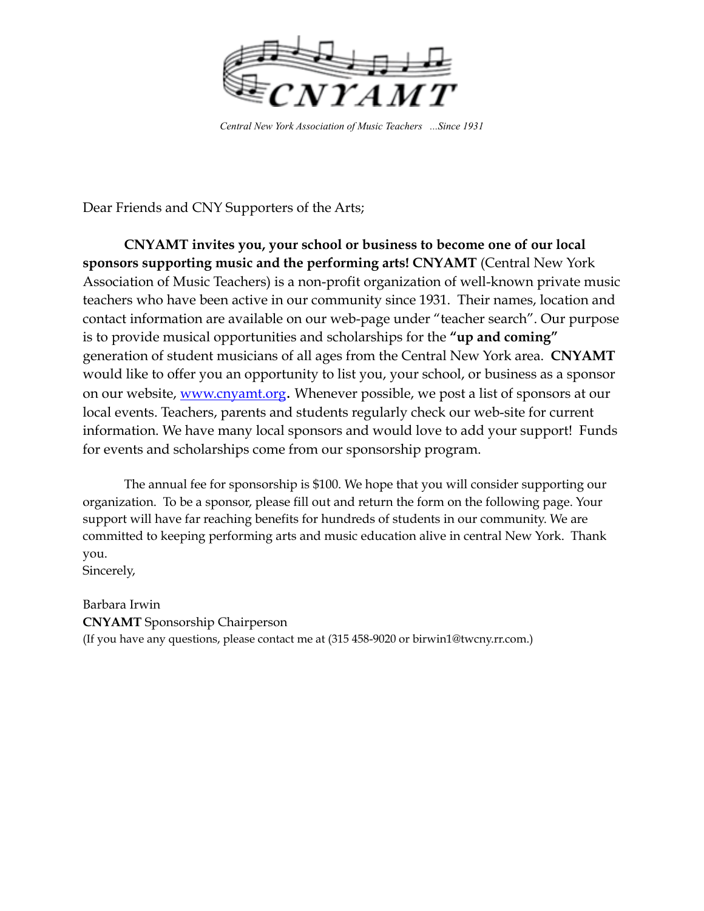# CNYAMT

*Central New York Association of Music Teachers ...Since 1931*

Dear Friends and CNY Supporters of the Arts;

**CNYAMT invites you, your school or business to become one of our local sponsors supporting music and the performing arts! CNYAMT** (Central New York Association of Music Teachers) is a non-profit organization of well-known private music teachers who have been active in our community since 1931. Their names, location and contact information are available on our web-page under "teacher search". Our purpose is to provide musical opportunities and scholarships for the **"up and coming"** generation of student musicians of all ages from the Central New York area. **CNYAMT** would like to offer you an opportunity to list you, your school, or business as a sponsor on our website, [www.cnyamt.org](http://www.cnyamt.org)**.** Whenever possible, we post a list of sponsors at our local events. Teachers, parents and students regularly check our web-site for current information. We have many local sponsors and would love to add your support! Funds for events and scholarships come from our sponsorship program.

The annual fee for sponsorship is $100. We hope that you will consider supporting our organization. To be a sponsor, please fill out and return the form on the following page. Your support will have far reaching benefits for hundreds of students in our community. We are committed to keeping performing arts and music education alive in central New York. Thank you.

Sincerely,

Barbara Irwin
**CNYAMT** Sponsorship Chairperson
(If you have any questions, please contact me at (315 458-9020 or birwin1@twcny.rr.com.)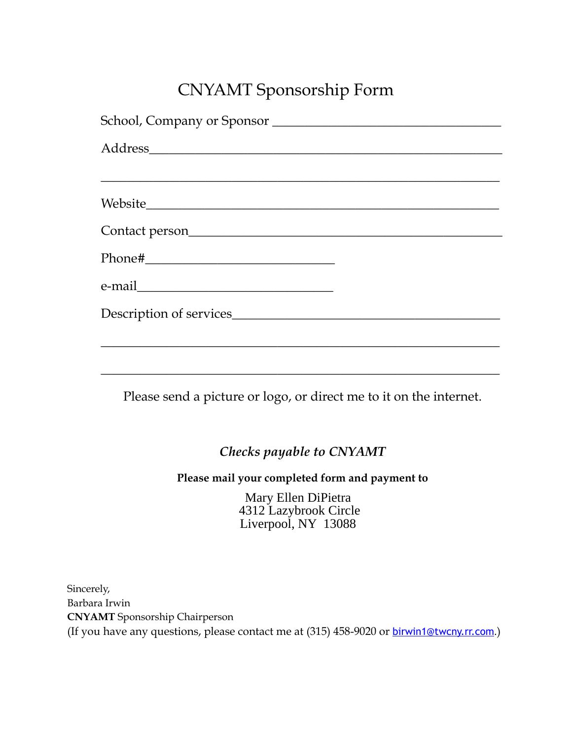# CNYAMT Sponsorship Form

School, Company or Sponsor ___________________________________

Address______________________________________________________

_____________________________________________________________

Website______________________________________________________

Contact person_______________________________________________

Phone#_____________________________

e-mail______________________________

Description of services_______________________________________

_____________________________________________________________

_____________________________________________________________

Please send a picture or logo, or direct me to it on the internet.

***Checks payable to CNYAMT***

**Please mail your completed form and payment to**

Mary Ellen DiPietra
4312 Lazybrook Circle
Liverpool, NY 13088

Sincerely,
Barbara Irwin
**CNYAMT** Sponsorship Chairperson
(If you have any questions, please contact me at (315) 458-9020 or birwin1@twcny.rr.com.)